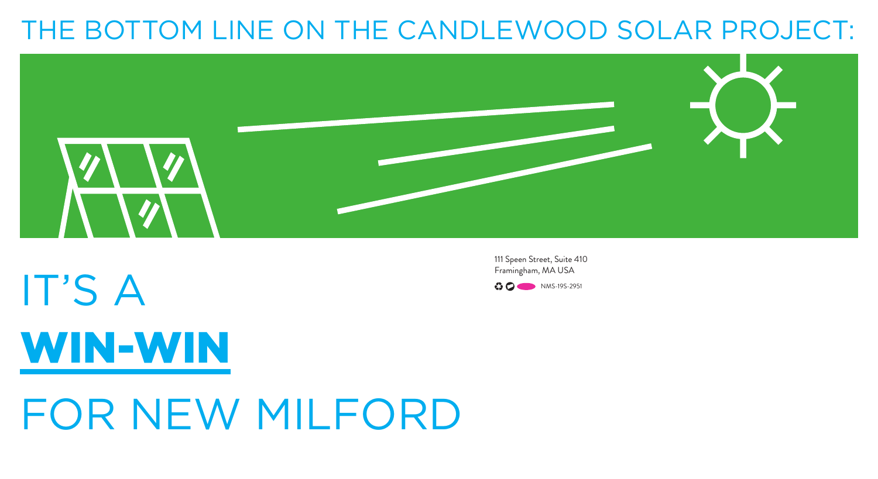# THE BOTTOM LINE ON THE CANDLEWOOD SOLAR PROJECT:

111 Speen Street, Suite 410
Framingham, MA USA

NMS-19S-2951

# IT'S A **WIN-WIN** FOR NEW MILFORD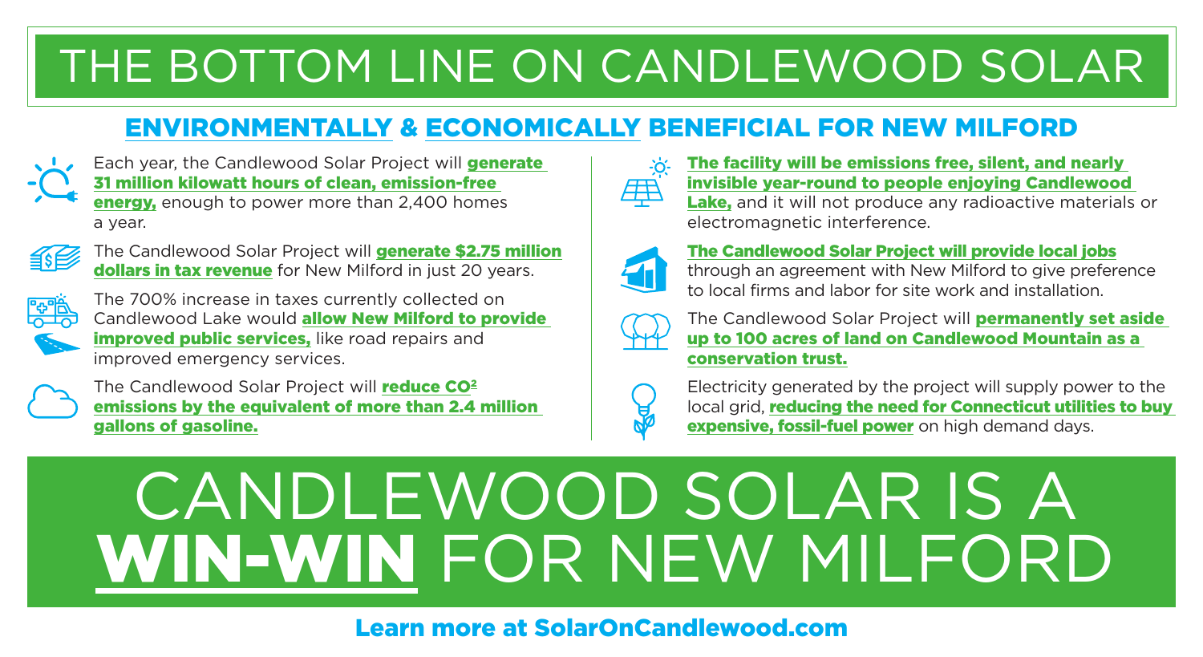# THE BOTTOM LINE ON CANDLEWOOD SOLAR

## ENVIRONMENTALLY & ECONOMICALLY BENEFICIAL FOR NEW MILFORD

Each year, the Candlewood Solar Project will **generate 31 million kilowatt hours of clean, emission-free energy,** enough to power more than 2,400 homes a year.

The Candlewood Solar Project will **generate $2.75 million dollars in tax revenue** for New Milford in just 20 years.

The 700% increase in taxes currently collected on Candlewood Lake would **allow New Milford to provide improved public services,** like road repairs and improved emergency services.

The Candlewood Solar Project will **reduce $CO^2$ emissions by the equivalent of more than 2.4 million gallons of gasoline.**

**The facility will be emissions free, silent, and nearly invisible year-round to people enjoying Candlewood Lake,** and it will not produce any radioactive materials or electromagnetic interference.

**The Candlewood Solar Project will provide local jobs** through an agreement with New Milford to give preference to local firms and labor for site work and installation.

The Candlewood Solar Project will **permanently set aside up to 100 acres of land on Candlewood Mountain as a conservation trust.**

Electricity generated by the project will supply power to the local grid, **reducing the need for Connecticut utilities to buy expensive, fossil-fuel power** on high demand days.

# CANDLEWOOD SOLAR IS A WIN-WIN FOR NEW MILFORD

**Learn more at SolarOnCandlewood.com**